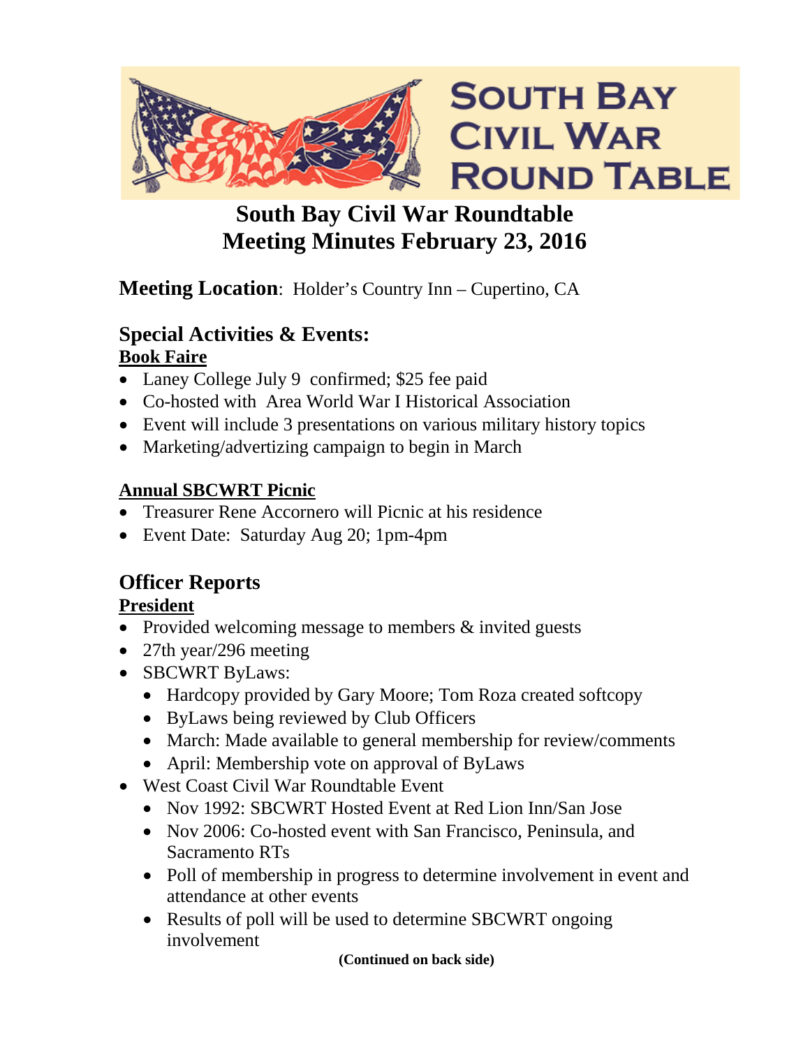SOUTH BAY CIVIL WAR ROUND TABLE

# South Bay Civil War Roundtable
# Meeting Minutes February 23, 2016

**Meeting Location**: Holder's Country Inn – Cupertino, CA

## Special Activities & Events:

**Book Faire**

- Laney College July 9 confirmed; $25 fee paid
- Co-hosted with Area World War I Historical Association
- Event will include 3 presentations on various military history topics
- Marketing/advertizing campaign to begin in March

**Annual SBCWRT Picnic**

- Treasurer Rene Accornero will Picnic at his residence
- Event Date: Saturday Aug 20; 1pm-4pm

## Officer Reports

**President**

- Provided welcoming message to members & invited guests
- 27th year/296 meeting
- SBCWRT ByLaws:
  - Hardcopy provided by Gary Moore; Tom Roza created softcopy
  - ByLaws being reviewed by Club Officers
  - March: Made available to general membership for review/comments
  - April: Membership vote on approval of ByLaws
- West Coast Civil War Roundtable Event
  - Nov 1992: SBCWRT Hosted Event at Red Lion Inn/San Jose
  - Nov 2006: Co-hosted event with San Francisco, Peninsula, and Sacramento RTs
  - Poll of membership in progress to determine involvement in event and attendance at other events
  - Results of poll will be used to determine SBCWRT ongoing involvement

**(Continued on back side)**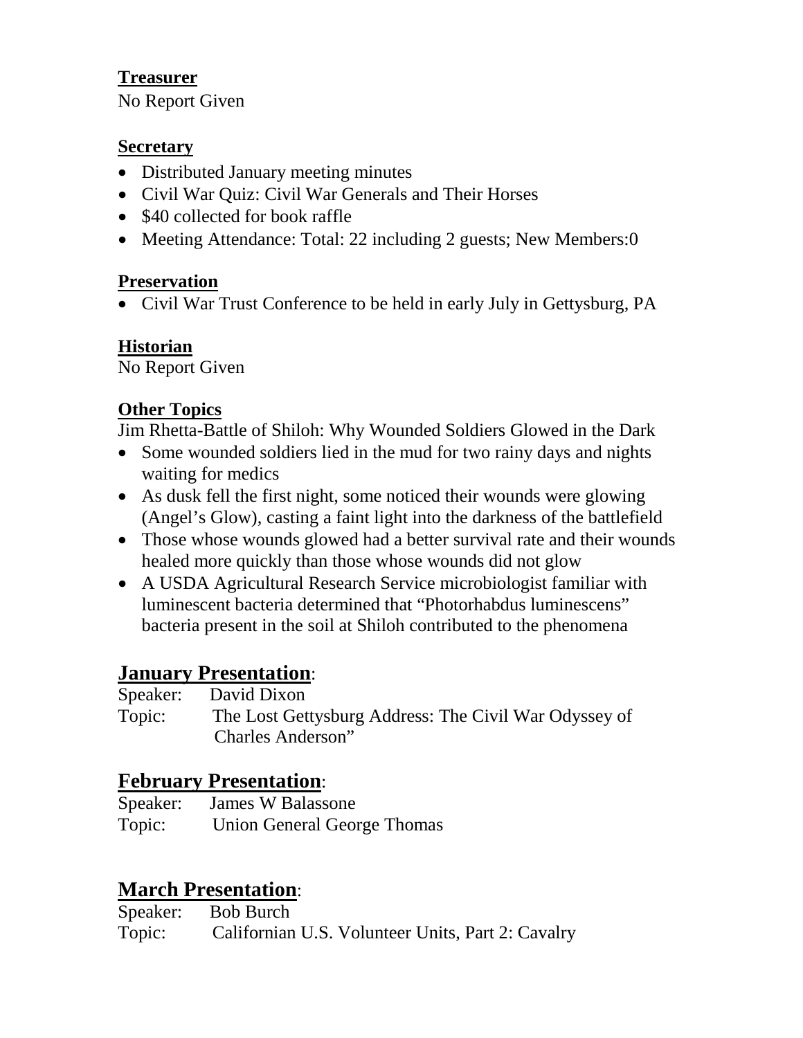**Treasurer**

No Report Given

**Secretary**

- Distributed January meeting minutes
- Civil War Quiz: Civil War Generals and Their Horses
- $40 collected for book raffle
- Meeting Attendance: Total: 22 including 2 guests; New Members:0

**Preservation**

- Civil War Trust Conference to be held in early July in Gettysburg, PA

**Historian**

No Report Given

**Other Topics**

Jim Rhetta-Battle of Shiloh: Why Wounded Soldiers Glowed in the Dark

- Some wounded soldiers lied in the mud for two rainy days and nights waiting for medics
- As dusk fell the first night, some noticed their wounds were glowing (Angel's Glow), casting a faint light into the darkness of the battlefield
- Those whose wounds glowed had a better survival rate and their wounds healed more quickly than those whose wounds did not glow
- A USDA Agricultural Research Service microbiologist familiar with luminescent bacteria determined that "Photorhabdus luminescens" bacteria present in the soil at Shiloh contributed to the phenomena

## January Presentation:

Speaker: David Dixon
Topic: The Lost Gettysburg Address: The Civil War Odyssey of Charles Anderson"

## February Presentation:

Speaker: James W Balassone
Topic: Union General George Thomas

## March Presentation:

Speaker: Bob Burch
Topic: Californian U.S. Volunteer Units, Part 2: Cavalry